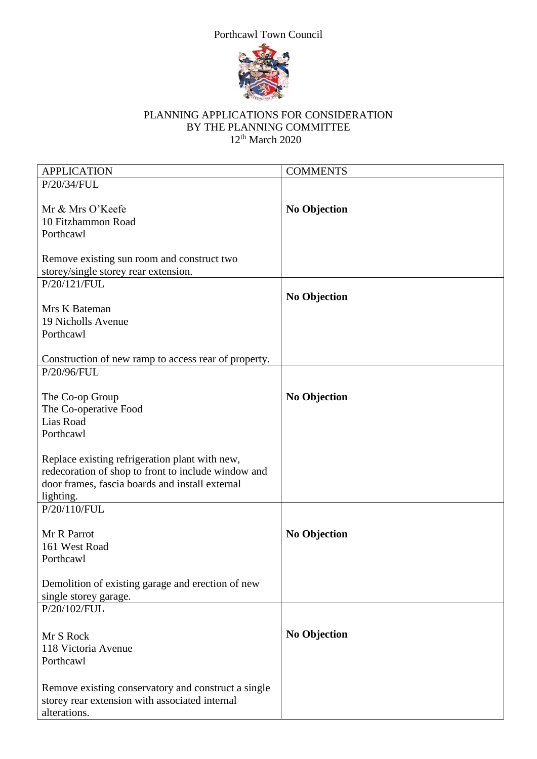Porthcawl Town Council

PLANNING APPLICATIONS FOR CONSIDERATION
BY THE PLANNING COMMITTEE
12th March 2020

| APPLICATION | COMMENTS |
|---|---|
| P/20/34/FUL<br><br>Mr & Mrs O'Keefe<br>10 Fitzhammon Road<br>Porthcawl<br><br>Remove existing sun room and construct two storey/single storey rear extension. | **No Objection** |
| P/20/121/FUL<br><br>Mrs K Bateman<br>19 Nicholls Avenue<br>Porthcawl<br><br>Construction of new ramp to access rear of property. | **No Objection** |
| P/20/96/FUL<br><br>The Co-op Group<br>The Co-operative Food<br>Lias Road<br>Porthcawl<br><br>Replace existing refrigeration plant with new, redecoration of shop to front to include window and door frames, fascia boards and install external lighting. | **No Objection** |
| P/20/110/FUL<br><br>Mr R Parrot<br>161 West Road<br>Porthcawl<br><br>Demolition of existing garage and erection of new single storey garage. | **No Objection** |
| P/20/102/FUL<br><br>Mr S Rock<br>118 Victoria Avenue<br>Porthcawl<br><br>Remove existing conservatory and construct a single storey rear extension with associated internal alterations. | **No Objection** |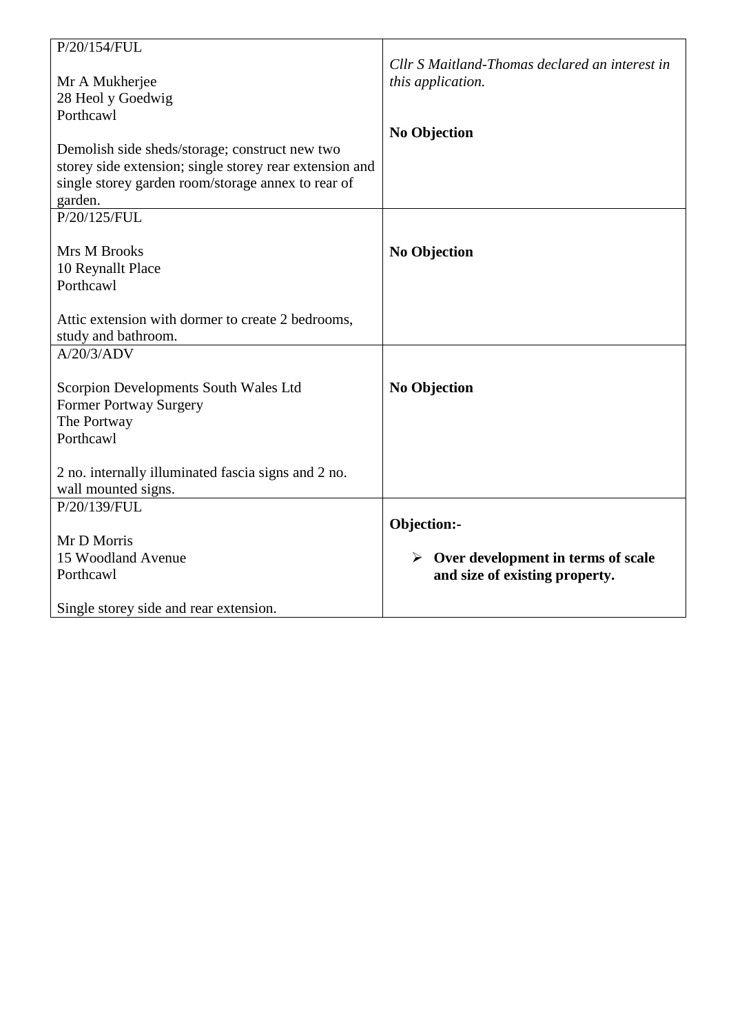| | |
|---|---|
| P/20/154/FUL<br><br>Mr A Mukherjee<br>28 Heol y Goedwig<br>Porthcawl<br><br>Demolish side sheds/storage; construct new two storey side extension; single storey rear extension and single storey garden room/storage annex to rear of garden. | *Cllr S Maitland-Thomas declared an interest in this application.*<br><br>**No Objection** |
| P/20/125/FUL<br><br>Mrs M Brooks<br>10 Reynallt Place<br>Porthcawl<br><br>Attic extension with dormer to create 2 bedrooms, study and bathroom. | **No Objection** |
| A/20/3/ADV<br><br>Scorpion Developments South Wales Ltd<br>Former Portway Surgery<br>The Portway<br>Porthcawl<br><br>2 no. internally illuminated fascia signs and 2 no. wall mounted signs. | **No Objection** |
| P/20/139/FUL<br><br>Mr D Morris<br>15 Woodland Avenue<br>Porthcawl<br><br>Single storey side and rear extension. | **Objection:-**<br><br>➢ **Over development in terms of scale and size of existing property.** |